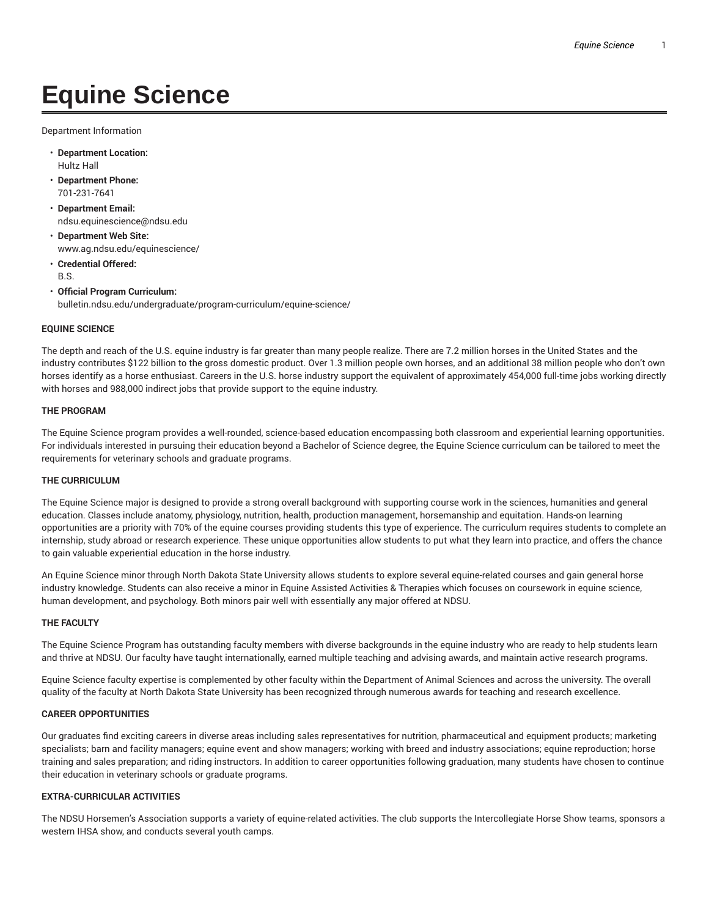# Equine Science

Department Information

- **Department Location:**
  Hultz Hall
- **Department Phone:**
  701-231-7641
- **Department Email:**
  ndsu.equinescience@ndsu.edu
- **Department Web Site:**
  www.ag.ndsu.edu/equinescience/
- **Credential Offered:**
  B.S.
- **Official Program Curriculum:**
  bulletin.ndsu.edu/undergraduate/program-curriculum/equine-science/

**EQUINE SCIENCE**

The depth and reach of the U.S. equine industry is far greater than many people realize. There are 7.2 million horses in the United States and the industry contributes $122 billion to the gross domestic product. Over 1.3 million people own horses, and an additional 38 million people who don't own horses identify as a horse enthusiast. Careers in the U.S. horse industry support the equivalent of approximately 454,000 full-time jobs working directly with horses and 988,000 indirect jobs that provide support to the equine industry.

**THE PROGRAM**

The Equine Science program provides a well-rounded, science-based education encompassing both classroom and experiential learning opportunities. For individuals interested in pursuing their education beyond a Bachelor of Science degree, the Equine Science curriculum can be tailored to meet the requirements for veterinary schools and graduate programs.

**THE CURRICULUM**

The Equine Science major is designed to provide a strong overall background with supporting course work in the sciences, humanities and general education. Classes include anatomy, physiology, nutrition, health, production management, horsemanship and equitation. Hands-on learning opportunities are a priority with 70% of the equine courses providing students this type of experience. The curriculum requires students to complete an internship, study abroad or research experience. These unique opportunities allow students to put what they learn into practice, and offers the chance to gain valuable experiential education in the horse industry.

An Equine Science minor through North Dakota State University allows students to explore several equine-related courses and gain general horse industry knowledge. Students can also receive a minor in Equine Assisted Activities & Therapies which focuses on coursework in equine science, human development, and psychology. Both minors pair well with essentially any major offered at NDSU.

**THE FACULTY**

The Equine Science Program has outstanding faculty members with diverse backgrounds in the equine industry who are ready to help students learn and thrive at NDSU. Our faculty have taught internationally, earned multiple teaching and advising awards, and maintain active research programs.

Equine Science faculty expertise is complemented by other faculty within the Department of Animal Sciences and across the university. The overall quality of the faculty at North Dakota State University has been recognized through numerous awards for teaching and research excellence.

**CAREER OPPORTUNITIES**

Our graduates find exciting careers in diverse areas including sales representatives for nutrition, pharmaceutical and equipment products; marketing specialists; barn and facility managers; equine event and show managers; working with breed and industry associations; equine reproduction; horse training and sales preparation; and riding instructors. In addition to career opportunities following graduation, many students have chosen to continue their education in veterinary schools or graduate programs.

**EXTRA-CURRICULAR ACTIVITIES**

The NDSU Horsemen's Association supports a variety of equine-related activities. The club supports the Intercollegiate Horse Show teams, sponsors a western IHSA show, and conducts several youth camps.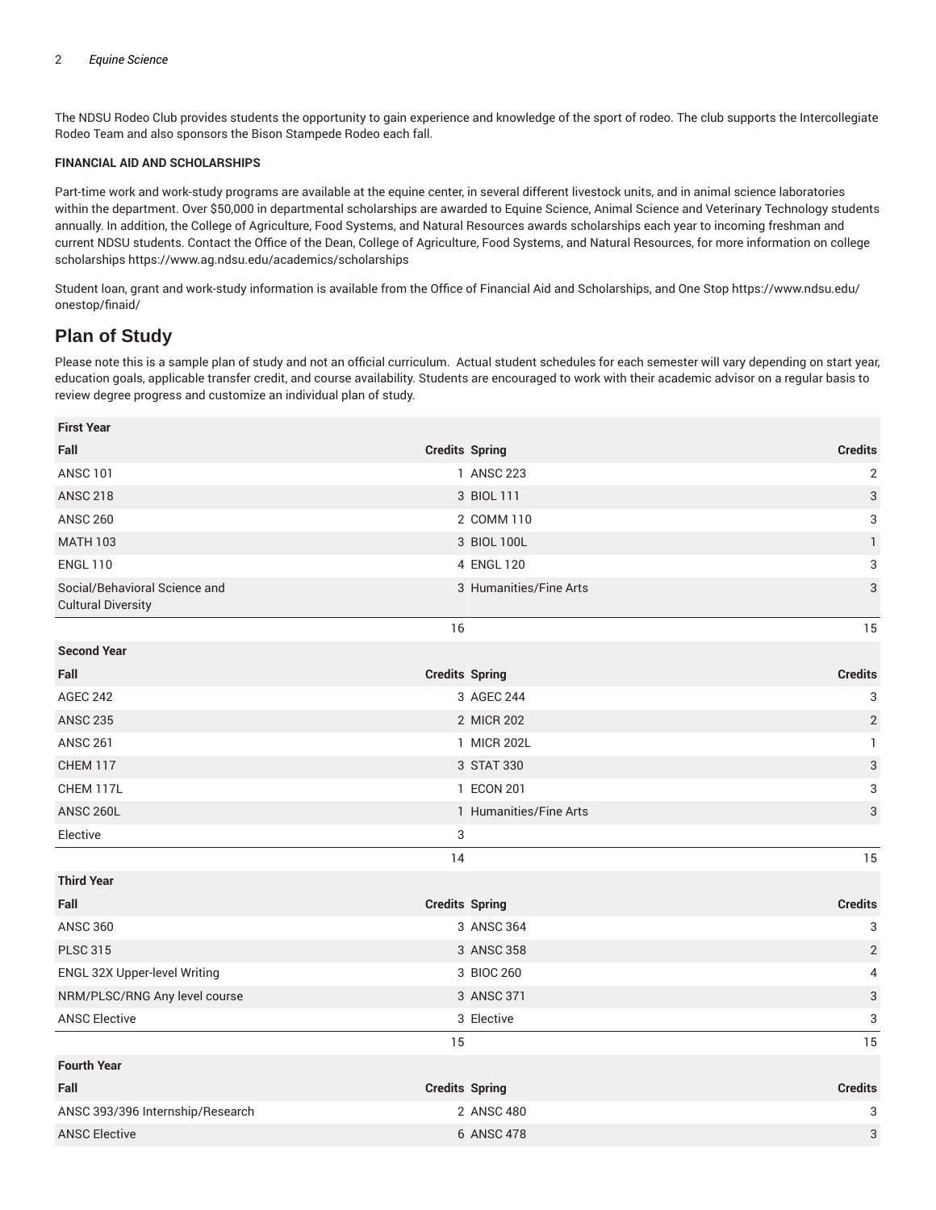The NDSU Rodeo Club provides students the opportunity to gain experience and knowledge of the sport of rodeo. The club supports the Intercollegiate Rodeo Team and also sponsors the Bison Stampede Rodeo each fall.

**FINANCIAL AID AND SCHOLARSHIPS**

Part-time work and work-study programs are available at the equine center, in several different livestock units, and in animal science laboratories within the department. Over $50,000 in departmental scholarships are awarded to Equine Science, Animal Science and Veterinary Technology students annually. In addition, the College of Agriculture, Food Systems, and Natural Resources awards scholarships each year to incoming freshman and current NDSU students. Contact the Office of the Dean, College of Agriculture, Food Systems, and Natural Resources, for more information on college scholarships https://www.ag.ndsu.edu/academics/scholarships

Student loan, grant and work-study information is available from the Office of Financial Aid and Scholarships, and One Stop https://www.ndsu.edu/onestop/finaid/

## Plan of Study

Please note this is a sample plan of study and not an official curriculum. Actual student schedules for each semester will vary depending on start year, education goals, applicable transfer credit, and course availability. Students are encouraged to work with their academic advisor on a regular basis to review degree progress and customize an individual plan of study.

| **First Year** | | | |
|---|---|---|---|
| **Fall** | **Credits** | **Spring** | **Credits** |
| ANSC 101 | 1 | ANSC 223 | 2 |
| ANSC 218 | 3 | BIOL 111 | 3 |
| ANSC 260 | 2 | COMM 110 | 3 |
| MATH 103 | 3 | BIOL 100L | 1 |
| ENGL 110 | 4 | ENGL 120 | 3 |
| Social/Behavioral Science and Cultural Diversity | 3 | Humanities/Fine Arts | 3 |
| | 16 | | 15 |
| **Second Year** | | | |
| **Fall** | **Credits** | **Spring** | **Credits** |
| AGEC 242 | 3 | AGEC 244 | 3 |
| ANSC 235 | 2 | MICR 202 | 2 |
| ANSC 261 | 1 | MICR 202L | 1 |
| CHEM 117 | 3 | STAT 330 | 3 |
| CHEM 117L | 1 | ECON 201 | 3 |
| ANSC 260L | 1 | Humanities/Fine Arts | 3 |
| Elective | 3 | | |
| | 14 | | 15 |
| **Third Year** | | | |
| **Fall** | **Credits** | **Spring** | **Credits** |
| ANSC 360 | 3 | ANSC 364 | 3 |
| PLSC 315 | 3 | ANSC 358 | 2 |
| ENGL 32X Upper-level Writing | 3 | BIOC 260 | 4 |
| NRM/PLSC/RNG Any level course | 3 | ANSC 371 | 3 |
| ANSC Elective | 3 | Elective | 3 |
| | 15 | | 15 |
| **Fourth Year** | | | |
| **Fall** | **Credits** | **Spring** | **Credits** |
| ANSC 393/396 Internship/Research | 2 | ANSC 480 | 3 |
| ANSC Elective | 6 | ANSC 478 | 3 |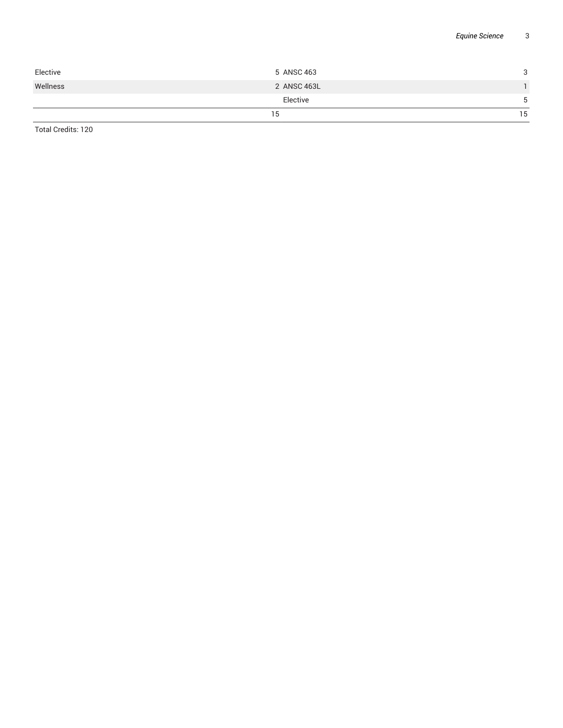| | | | |
|---|---|---|---|
| Elective | 5 | ANSC 463 | 3 |
| Wellness | 2 | ANSC 463L | 1 |
| | | Elective | 5 |
| | 15 | | 15 |

Total Credits: 120